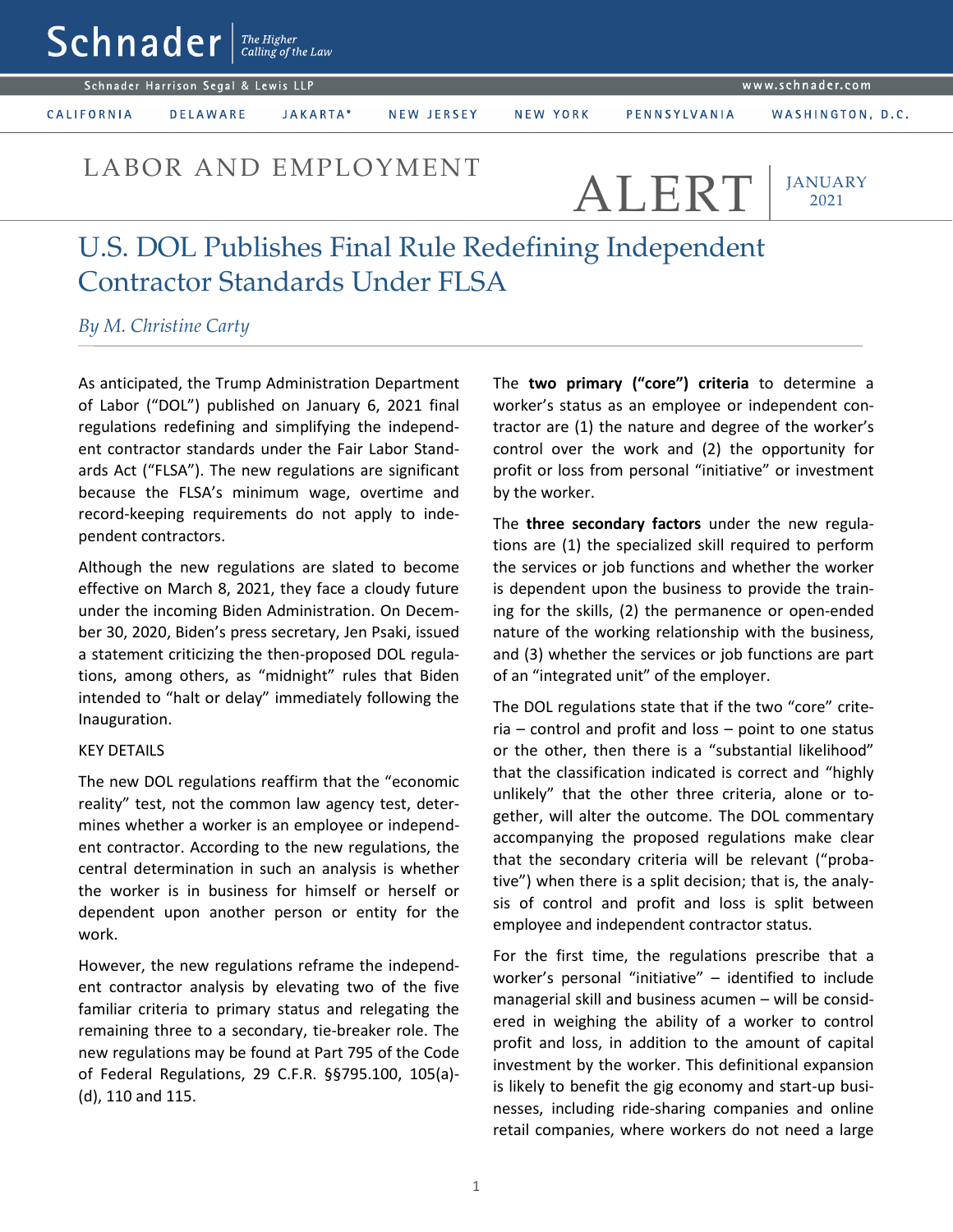# LABOR AND EMPLOYMENT ALERT

JANUARY 2021

## U.S. DOL Publishes Final Rule Redefining Independent Contractor Standards Under FLSA

*By M. Christine Carty*

As anticipated, the Trump Administration Department of Labor ("DOL") published on January 6, 2021 final regulations redefining and simplifying the independent contractor standards under the Fair Labor Standards Act ("FLSA"). The new regulations are significant because the FLSA's minimum wage, overtime and record-keeping requirements do not apply to independent contractors.

Although the new regulations are slated to become effective on March 8, 2021, they face a cloudy future under the incoming Biden Administration. On December 30, 2020, Biden's press secretary, Jen Psaki, issued a statement criticizing the then-proposed DOL regulations, among others, as "midnight" rules that Biden intended to "halt or delay" immediately following the Inauguration.

KEY DETAILS

The new DOL regulations reaffirm that the "economic reality" test, not the common law agency test, determines whether a worker is an employee or independent contractor. According to the new regulations, the central determination in such an analysis is whether the worker is in business for himself or herself or dependent upon another person or entity for the work.

However, the new regulations reframe the independent contractor analysis by elevating two of the five familiar criteria to primary status and relegating the remaining three to a secondary, tie-breaker role. The new regulations may be found at Part 795 of the Code of Federal Regulations, 29 C.F.R. §§795.100, 105(a)-(d), 110 and 115.

The **two primary ("core") criteria** to determine a worker's status as an employee or independent contractor are (1) the nature and degree of the worker's control over the work and (2) the opportunity for profit or loss from personal "initiative" or investment by the worker.

The **three secondary factors** under the new regulations are (1) the specialized skill required to perform the services or job functions and whether the worker is dependent upon the business to provide the training for the skills, (2) the permanence or open-ended nature of the working relationship with the business, and (3) whether the services or job functions are part of an "integrated unit" of the employer.

The DOL regulations state that if the two "core" criteria – control and profit and loss – point to one status or the other, then there is a "substantial likelihood" that the classification indicated is correct and "highly unlikely" that the other three criteria, alone or together, will alter the outcome. The DOL commentary accompanying the proposed regulations make clear that the secondary criteria will be relevant ("probative") when there is a split decision; that is, the analysis of control and profit and loss is split between employee and independent contractor status.

For the first time, the regulations prescribe that a worker's personal "initiative" – identified to include managerial skill and business acumen – will be considered in weighing the ability of a worker to control profit and loss, in addition to the amount of capital investment by the worker. This definitional expansion is likely to benefit the gig economy and start-up businesses, including ride-sharing companies and online retail companies, where workers do not need a large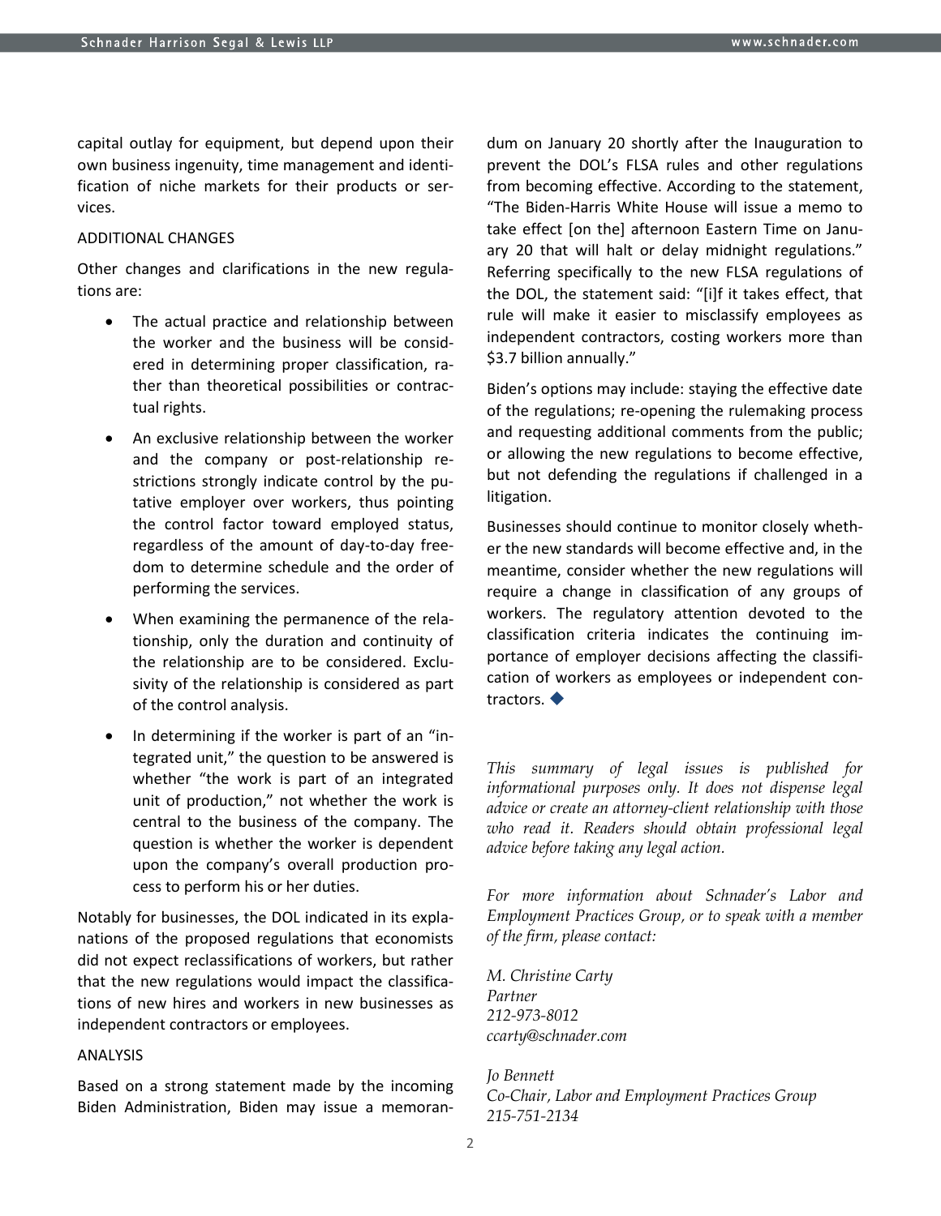capital outlay for equipment, but depend upon their own business ingenuity, time management and identification of niche markets for their products or services.

## ADDITIONAL CHANGES

Other changes and clarifications in the new regulations are:

- The actual practice and relationship between the worker and the business will be considered in determining proper classification, rather than theoretical possibilities or contractual rights.
- An exclusive relationship between the worker and the company or post-relationship restrictions strongly indicate control by the putative employer over workers, thus pointing the control factor toward employed status, regardless of the amount of day-to-day freedom to determine schedule and the order of performing the services.
- When examining the permanence of the relationship, only the duration and continuity of the relationship are to be considered. Exclusivity of the relationship is considered as part of the control analysis.
- In determining if the worker is part of an "integrated unit," the question to be answered is whether "the work is part of an integrated unit of production," not whether the work is central to the business of the company. The question is whether the worker is dependent upon the company's overall production process to perform his or her duties.

Notably for businesses, the DOL indicated in its explanations of the proposed regulations that economists did not expect reclassifications of workers, but rather that the new regulations would impact the classifications of new hires and workers in new businesses as independent contractors or employees.

## ANALYSIS

Based on a strong statement made by the incoming Biden Administration, Biden may issue a memorandum on January 20 shortly after the Inauguration to prevent the DOL's FLSA rules and other regulations from becoming effective. According to the statement, "The Biden-Harris White House will issue a memo to take effect [on the] afternoon Eastern Time on January 20 that will halt or delay midnight regulations." Referring specifically to the new FLSA regulations of the DOL, the statement said: "[i]f it takes effect, that rule will make it easier to misclassify employees as independent contractors, costing workers more than $3.7 billion annually."

Biden's options may include: staying the effective date of the regulations; re-opening the rulemaking process and requesting additional comments from the public; or allowing the new regulations to become effective, but not defending the regulations if challenged in a litigation.

Businesses should continue to monitor closely whether the new standards will become effective and, in the meantime, consider whether the new regulations will require a change in classification of any groups of workers. The regulatory attention devoted to the classification criteria indicates the continuing importance of employer decisions affecting the classification of workers as employees or independent contractors. ◆

*This summary of legal issues is published for informational purposes only. It does not dispense legal advice or create an attorney-client relationship with those who read it. Readers should obtain professional legal advice before taking any legal action.*

*For more information about Schnader's Labor and Employment Practices Group, or to speak with a member of the firm, please contact:*

*M. Christine Carty*
*Partner*
*212-973-8012*
*ccarty@schnader.com*

*Jo Bennett*
*Co-Chair, Labor and Employment Practices Group*
*215-751-2134*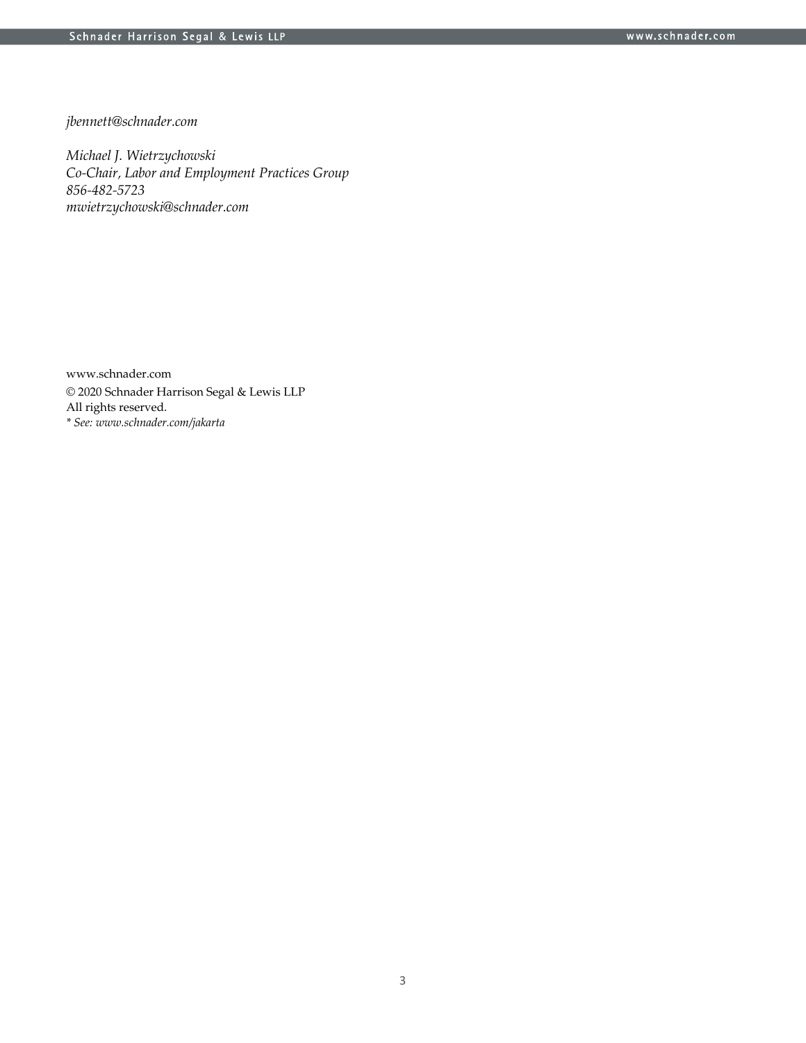*jbennett@schnader.com*

*Michael J. Wietrzychowski*  
*Co-Chair, Labor and Employment Practices Group*  
*856-482-5723*  
*mwietrzychowski@schnader.com*

www.schnader.com  
© 2020 Schnader Harrison Segal & Lewis LLP  
All rights reserved.  
*\* See: www.schnader.com/jakarta*